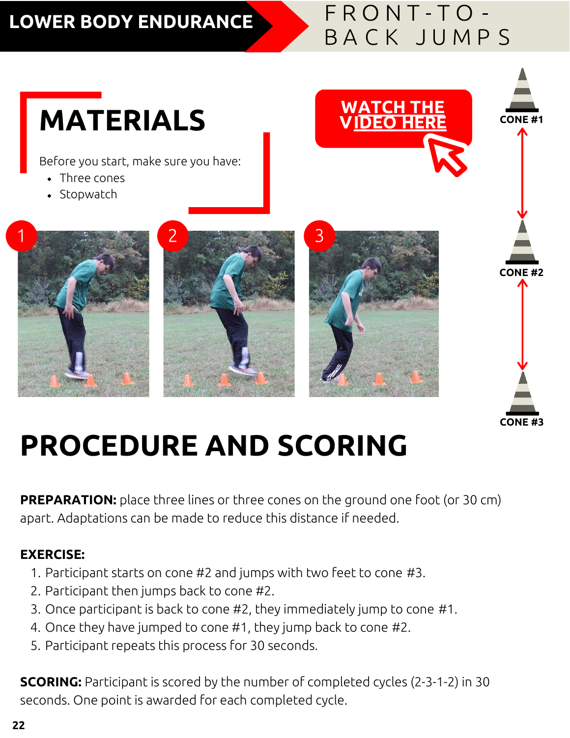# LOWER BODY ENDURANCE

# FRONT-TO-BACK JUMPS

## MATERIALS

Before you start, make sure you have:

- Three cones
- Stopwatch

WATCH THE VIDEO HERE

CONE #1

CONE #2

CONE #3

## PROCEDURE AND SCORING

**PREPARATION:** place three lines or three cones on the ground one foot (or 30 cm) apart. Adaptations can be made to reduce this distance if needed.

**EXERCISE:**

1. Participant starts on cone #2 and jumps with two feet to cone #3.
2. Participant then jumps back to cone #2.
3. Once participant is back to cone #2, they immediately jump to cone #1.
4. Once they have jumped to cone #1, they jump back to cone #2.
5. Participant repeats this process for 30 seconds.

**SCORING:** Participant is scored by the number of completed cycles (2-3-1-2) in 30 seconds. One point is awarded for each completed cycle.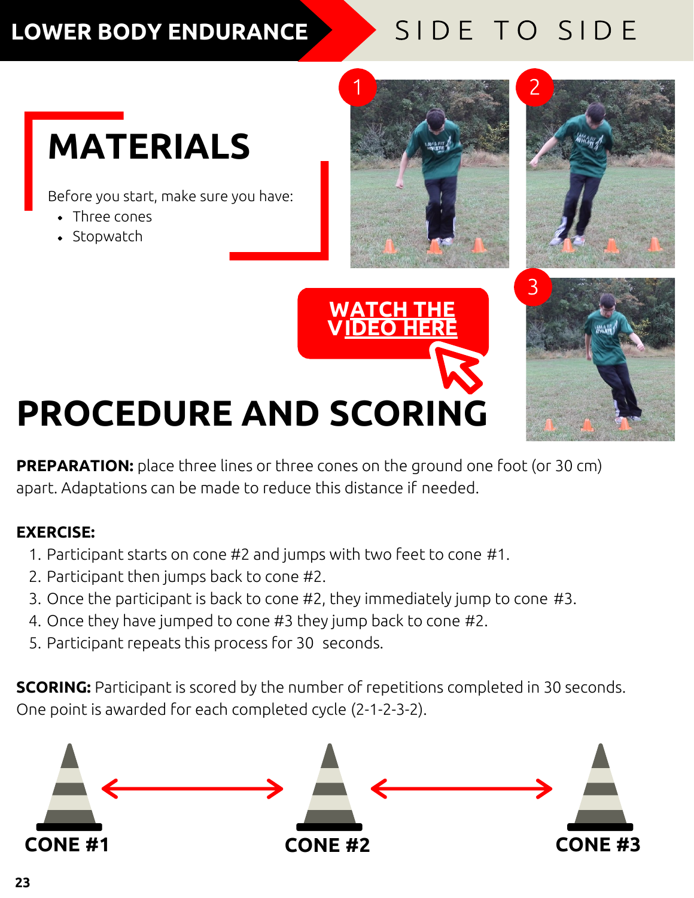LOWER BODY ENDURANCE

SIDE TO SIDE

## MATERIALS

Before you start, make sure you have:

- Three cones
- Stopwatch

1

2

3

WATCH THE VIDEO HERE

# PROCEDURE AND SCORING

**PREPARATION:** place three lines or three cones on the ground one foot (or 30 cm) apart. Adaptations can be made to reduce this distance if needed.

**EXERCISE:**

1. Participant starts on cone #2 and jumps with two feet to cone #1.
2. Participant then jumps back to cone #2.
3. Once the participant is back to cone #2, they immediately jump to cone #3.
4. Once they have jumped to cone #3 they jump back to cone #2.
5. Participant repeats this process for 30 seconds.

**SCORING:** Participant is scored by the number of repetitions completed in 30 seconds. One point is awarded for each completed cycle (2-1-2-3-2).

CONE #1

CONE #2

CONE #3